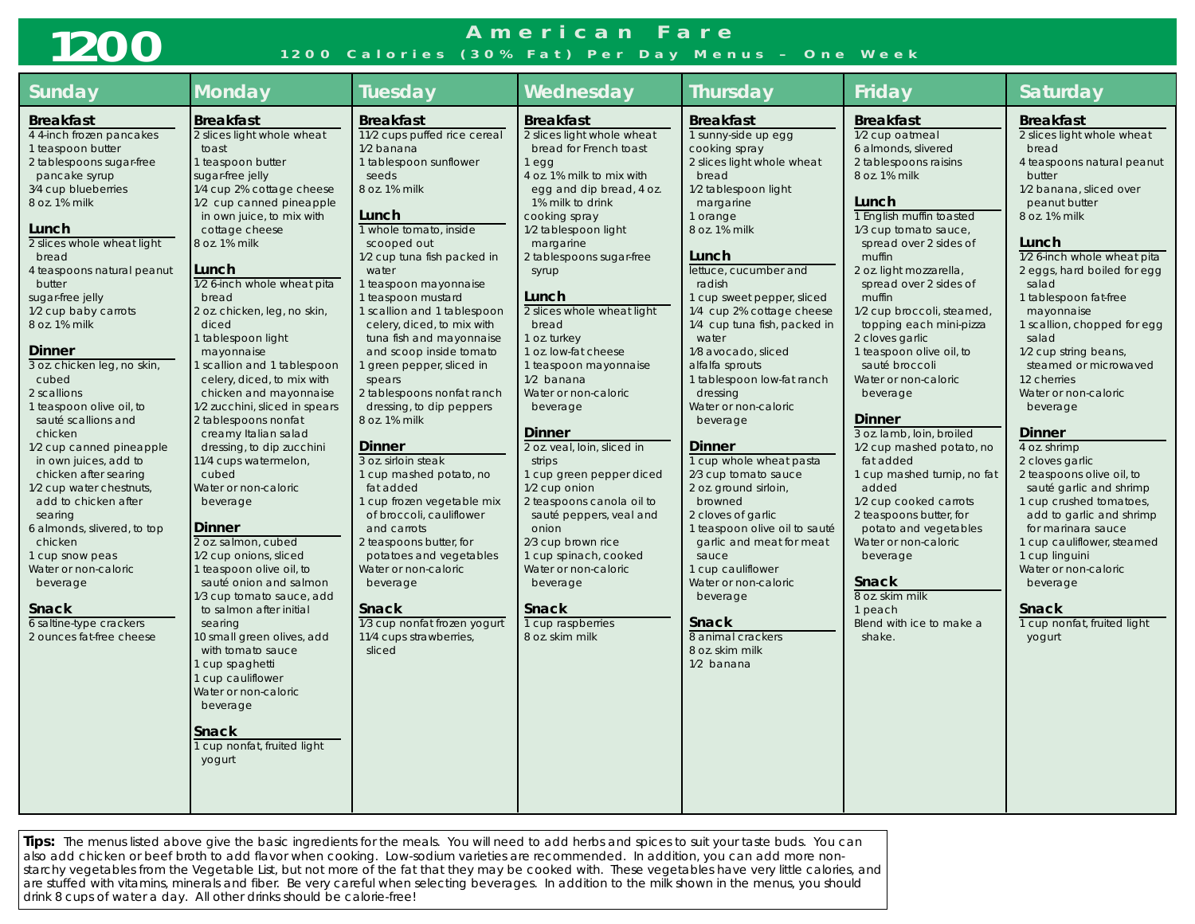# 1200

## American Fare

### 1200 Calories (30% Fat) Per Day Menus – One Week

## Sunday

**Breakfast**
- 4 4-inch frozen pancakes
- 1 teaspoon butter
- 2 tablespoons sugar-free pancake syrup
- 3/4 cup blueberries
- 8 oz. 1% milk

**Lunch**
- 2 slices whole wheat light bread
- 4 teaspoons natural peanut butter
- sugar-free jelly
- 1/2 cup baby carrots
- 8 oz. 1% milk

**Dinner**
- 3 oz. chicken leg, no skin, cubed
- 2 scallions
- 1 teaspoon olive oil, to sauté scallions and chicken
- 1/2 cup canned pineapple in own juices, add to chicken after searing
- 1/2 cup water chestnuts, add to chicken after searing
- 6 almonds, slivered, to top chicken
- 1 cup snow peas
- Water or non-caloric beverage

**Snack**
- 6 saltine-type crackers
- 2 ounces fat-free cheese

## Monday

**Breakfast**
- 2 slices light whole wheat toast
- 1 teaspoon butter
- sugar-free jelly
- 1/4 cup 2% cottage cheese
- 1/2 cup canned pineapple in own juice, to mix with cottage cheese
- 8 oz. 1% milk

**Lunch**
- 1/2 6-inch whole wheat pita bread
- 2 oz. chicken, leg, no skin, diced
- 1 tablespoon light mayonnaise
- 1 scallion and 1 tablespoon celery, diced, to mix with chicken and mayonnaise
- 1/2 zucchini, sliced in spears
- 2 tablespoons nonfat creamy Italian salad dressing, to dip zucchini
- 1 1/4 cups watermelon, cubed
- Water or non-caloric beverage

**Dinner**
- 2 oz. salmon, cubed
- 1/2 cup onions, sliced
- 1 teaspoon olive oil, to sauté onion and salmon
- 1/3 cup tomato sauce, add to salmon after initial searing
- 10 small green olives, add with tomato sauce
- 1 cup spaghetti
- 1 cup cauliflower
- Water or non-caloric beverage

**Snack**
- 1 cup nonfat, fruited light yogurt

## Tuesday

**Breakfast**
- 1 1/2 cups puffed rice cereal
- 1/2 banana
- 1 tablespoon sunflower seeds
- 8 oz. 1% milk

**Lunch**
- 1 whole tomato, inside scooped out
- 1/2 cup tuna fish packed in water
- 1 teaspoon mayonnaise
- 1 teaspoon mustard
- 1 scallion and 1 tablespoon celery, diced, to mix with tuna fish and mayonnaise and scoop inside tomato
- 1 green pepper, sliced in spears
- 2 tablespoons nonfat ranch dressing, to dip peppers
- 8 oz. 1% milk

**Dinner**
- 3 oz. sirloin steak
- 1 cup mashed potato, no fat added
- 1 cup frozen vegetable mix of broccoli, cauliflower and carrots
- 2 teaspoons butter, for potatoes and vegetables
- Water or non-caloric beverage

**Snack**
- 1/3 cup nonfat frozen yogurt
- 1 1/4 cups strawberries, sliced

## Wednesday

**Breakfast**
- 2 slices light whole wheat bread for French toast
- 1 egg
- 4 oz. 1% milk to mix with egg and dip bread, 4 oz. 1% milk to drink
- cooking spray
- 1/2 tablespoon light margarine
- 2 tablespoons sugar-free syrup

**Lunch**
- 2 slices whole wheat light bread
- 1 oz. turkey
- 1 oz. low-fat cheese
- 1 teaspoon mayonnaise
- 1/2 banana
- Water or non-caloric beverage

**Dinner**
- 2 oz. veal, loin, sliced in strips
- 1 cup green pepper diced
- 1/2 cup onion
- 2 teaspoons canola oil to sauté peppers, veal and onion
- 2/3 cup brown rice
- 1 cup spinach, cooked
- Water or non-caloric beverage

**Snack**
- 1 cup raspberries
- 8 oz. skim milk

## Thursday

**Breakfast**
- 1 sunny-side up egg
- cooking spray
- 2 slices light whole wheat bread
- 1/2 tablespoon light margarine
- 1 orange
- 8 oz. 1% milk

**Lunch**
- lettuce, cucumber and radish
- 1 cup sweet pepper, sliced
- 1/4 cup 2% cottage cheese
- 1/4 cup tuna fish, packed in water
- 1/8 avocado, sliced
- alfalfa sprouts
- 1 tablespoon low-fat ranch dressing
- Water or non-caloric beverage

**Dinner**
- 1 cup whole wheat pasta
- 2/3 cup tomato sauce
- 2 oz. ground sirloin, browned
- 2 cloves of garlic
- 1 teaspoon olive oil to sauté garlic and meat for meat sauce
- 1 cup cauliflower
- Water or non-caloric beverage

**Snack**
- 8 animal crackers
- 8 oz. skim milk
- 1/2 banana

## Friday

**Breakfast**
- 1/2 cup oatmeal
- 6 almonds, slivered
- 2 tablespoons raisins
- 8 oz. 1% milk

**Lunch**
- 1 English muffin toasted
- 1/3 cup tomato sauce, spread over 2 sides of muffin
- 2 oz. light mozzarella, spread over 2 sides of muffin
- 1/2 cup broccoli, steamed, topping each mini-pizza
- 2 cloves garlic
- 1 teaspoon olive oil, to sauté broccoli
- Water or non-caloric beverage

**Dinner**
- 3 oz. lamb, loin, broiled
- 1/2 cup mashed potato, no fat added
- 1 cup mashed turnip, no fat added
- 1/2 cup cooked carrots
- 2 teaspoons butter, for potato and vegetables
- Water or non-caloric beverage

**Snack**
- 8 oz. skim milk
- 1 peach
- Blend with ice to make a shake.

## Saturday

**Breakfast**
- 2 slices light whole wheat bread
- 4 teaspoons natural peanut butter
- 1/2 banana, sliced over peanut butter
- 8 oz. 1% milk

**Lunch**
- 1/2 6-inch whole wheat pita
- 2 eggs, hard boiled for egg salad
- 1 tablespoon fat-free mayonnaise
- 1 scallion, chopped for egg salad
- 1/2 cup string beans, steamed or microwaved
- 12 cherries
- Water or non-caloric beverage

**Dinner**
- 4 oz. shrimp
- 2 cloves garlic
- 2 teaspoons olive oil, to sauté garlic and shrimp
- 1 cup crushed tomatoes, add to garlic and shrimp for marinara sauce
- 1 cup cauliflower, steamed
- 1 cup linguini
- Water or non-caloric beverage

**Snack**
- 1 cup nonfat, fruited light yogurt

---

**Tips:** The menus listed above give the basic ingredients for the meals. You will need to add herbs and spices to suit your taste buds. You can also add chicken or beef broth to add flavor when cooking. Low-sodium varieties are recommended. In addition, you can add more non-starchy vegetables from the Vegetable List, but not more of the fat that they may be cooked with. These vegetables have very little calories, and are stuffed with vitamins, minerals and fiber. Be very careful when selecting beverages. In addition to the milk shown in the menus, you should drink 8 cups of water a day. All other drinks should be calorie-free!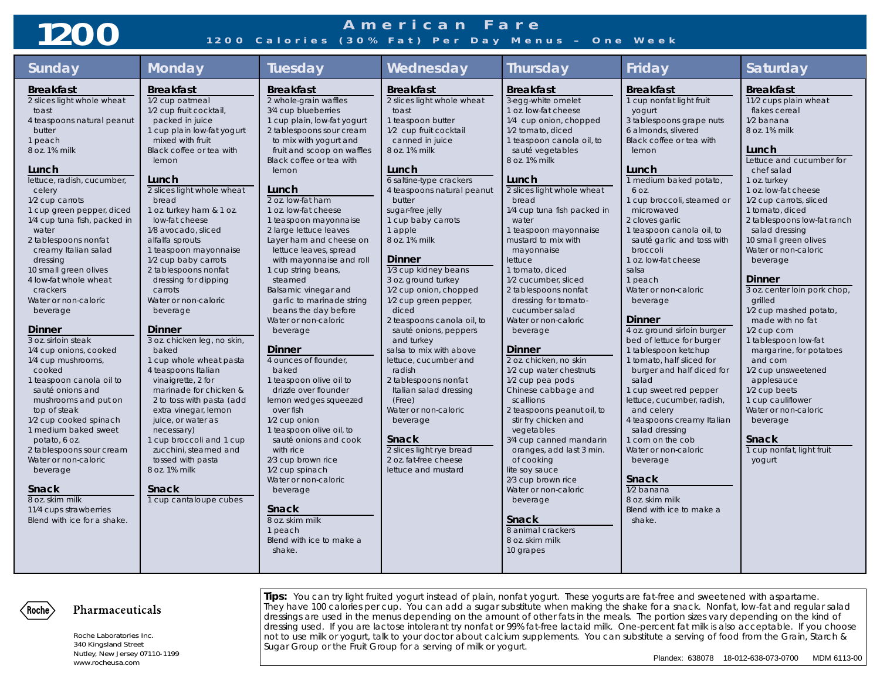# 1200

## American Fare

### 1200 Calories (30% Fat) Per Day Menus – One Week

## Sunday

**Breakfast**

2 slices light whole wheat toast
4 teaspoons natural peanut butter
1 peach
8 oz. 1% milk

**Lunch**

lettuce, radish, cucumber, celery
1/2 cup carrots
1 cup green pepper, diced
1/4 cup tuna fish, packed in water
2 tablespoons nonfat creamy Italian salad dressing
10 small green olives
4 low-fat whole wheat crackers
Water or non-caloric beverage

**Dinner**

3 oz. sirloin steak
1/4 cup onions, cooked
1/4 cup mushrooms, cooked
1 teaspoon canola oil to sauté onions and mushrooms and put on top of steak
1/2 cup cooked spinach
1 medium baked sweet potato, 6 oz.
2 tablespoons sour cream
Water or non-caloric beverage

**Snack**

8 oz. skim milk
1 1/4 cups strawberries
Blend with ice for a shake.

## Monday

**Breakfast**

1/2 cup oatmeal
1/2 cup fruit cocktail, packed in juice
1 cup plain low-fat yogurt mixed with fruit
Black coffee or tea with lemon

**Lunch**

2 slices light whole wheat bread
1 oz. turkey ham & 1 oz. low-fat cheese
1/8 avocado, sliced
alfalfa sprouts
1 teaspoon mayonnaise
1/2 cup baby carrots
2 tablespoons nonfat dressing for dipping carrots
Water or non-caloric beverage

**Dinner**

3 oz. chicken leg, no skin, baked
1 cup whole wheat pasta
4 teaspoons Italian vinaigrette, 2 for marinade for chicken & 2 to toss with pasta (add extra vinegar, lemon juice, or water as necessary)
1 cup broccoli and 1 cup zucchini, steamed and tossed with pasta
8 oz. 1% milk

**Snack**

1 cup cantaloupe cubes

## Tuesday

**Breakfast**

2 whole-grain waffles
3/4 cup blueberries
1 cup plain, low-fat yogurt
2 tablespoons sour cream to mix with yogurt and fruit and scoop on waffles
Black coffee or tea with lemon

**Lunch**

2 oz. low-fat ham
1 oz. low-fat cheese
1 teaspoon mayonnaise
2 large lettuce leaves
Layer ham and cheese on lettuce leaves, spread with mayonnaise and roll
1 cup string beans, steamed
Balsamic vinegar and garlic to marinade string beans the day before
Water or non-caloric beverage

**Dinner**

4 ounces of flounder, baked
1 teaspoon olive oil to drizzle over flounder
lemon wedges squeezed over fish
1/2 cup onion
1 teaspoon olive oil, to sauté onions and cook with rice
2/3 cup brown rice
1/2 cup spinach
Water or non-caloric beverage

**Snack**

8 oz. skim milk
1 peach
Blend with ice to make a shake.

## Wednesday

**Breakfast**

2 slices light whole wheat toast
1 teaspoon butter
1/2 cup fruit cocktail canned in juice
8 oz. 1% milk

**Lunch**

6 saltine-type crackers
4 teaspoons natural peanut butter
sugar-free jelly
1 cup baby carrots
1 apple
8 oz. 1% milk

**Dinner**

1/3 cup kidney beans
3 oz. ground turkey
1/2 cup onion, chopped
1/2 cup green pepper, diced
2 teaspoons canola oil, to sauté onions, peppers and turkey
salsa to mix with above
lettuce, cucumber and radish
2 tablespoons nonfat Italian salad dressing (Free)
Water or non-caloric beverage

**Snack**

2 slices light rye bread
2 oz. fat-free cheese
lettuce and mustard

## Thursday

**Breakfast**

3-egg-white omelet
1 oz. low-fat cheese
1/4 cup onion, chopped
1/2 tomato, diced
1 teaspoon canola oil, to sauté vegetables
8 oz. 1% milk

**Lunch**

2 slices light whole wheat bread
1/4 cup tuna fish packed in water
1 teaspoon mayonnaise
mustard to mix with mayonnaise
lettuce
1 tomato, diced
1/2 cucumber, sliced
2 tablespoons nonfat dressing for tomato-cucumber salad
Water or non-caloric beverage

**Dinner**

2 oz. chicken, no skin
1/2 cup water chestnuts
1/2 cup pea pods
Chinese cabbage and scallions
2 teaspoons peanut oil, to stir fry chicken and vegetables
3/4 cup canned mandarin oranges, add last 3 min. of cooking
lite soy sauce
2/3 cup brown rice
Water or non-caloric beverage

**Snack**

8 animal crackers
8 oz. skim milk
10 grapes

## Friday

**Breakfast**

1 cup nonfat light fruit yogurt
3 tablespoons grape nuts
6 almonds, slivered
Black coffee or tea with lemon

**Lunch**

1 medium baked potato, 6 oz.
1 cup broccoli, steamed or microwaved
2 cloves garlic
1 teaspoon canola oil, to sauté garlic and toss with broccoli
1 oz. low-fat cheese
salsa
1 peach
Water or non-caloric beverage

**Dinner**

4 oz. ground sirloin burger
bed of lettuce for burger
1 tablespoon ketchup
1 tomato, half sliced for burger and half diced for salad
1 cup sweet red pepper
lettuce, cucumber, radish, and celery
4 teaspoons creamy Italian salad dressing
1 corn on the cob
Water or non-caloric beverage

**Snack**

1/2 banana
8 oz. skim milk
Blend with ice to make a shake.

## Saturday

**Breakfast**

1 1/2 cups plain wheat flakes cereal
1/2 banana
8 oz. 1% milk

**Lunch**

Lettuce and cucumber for chef salad
1 oz. turkey
1 oz. low-fat cheese
1/2 cup carrots, sliced
1 tomato, diced
2 tablespoons low-fat ranch salad dressing
10 small green olives
Water or non-caloric beverage

**Dinner**

3 oz. center loin pork chop, grilled
1/2 cup mashed potato, made with no fat
1/2 cup corn
1 tablespoon low-fat margarine, for potatoes and corn
1/2 cup unsweetened applesauce
1/2 cup beets
1 cup cauliflower
Water or non-caloric beverage

**Snack**

1 cup nonfat, light fruit yogurt

---

**Tips:** You can try light fruited yogurt instead of plain, nonfat yogurt. These yogurts are fat-free and sweetened with aspartame. They have 100 calories per cup. You can add a sugar substitute when making the shake for a snack. Nonfat, low-fat and regular salad dressings are used in the menus depending on the amount of other fats in the meals. The portion sizes vary depending on the kind of dressing used. If you are lactose intolerant try nonfat or 99% fat-free lactaid milk. One-percent fat milk is also acceptable. If you choose not to use milk or yogurt, talk to your doctor about calcium supplements. You can substitute a serving of food from the Grain, Starch & Sugar Group or the Fruit Group for a serving of milk or yogurt.

Roche Pharmaceuticals

Roche Laboratories Inc.
340 Kingsland Street
Nutley, New Jersey 07110-1199
www.rocheusa.com

Plandex: 638078 18-012-638-073-0700 MDM 6113-00